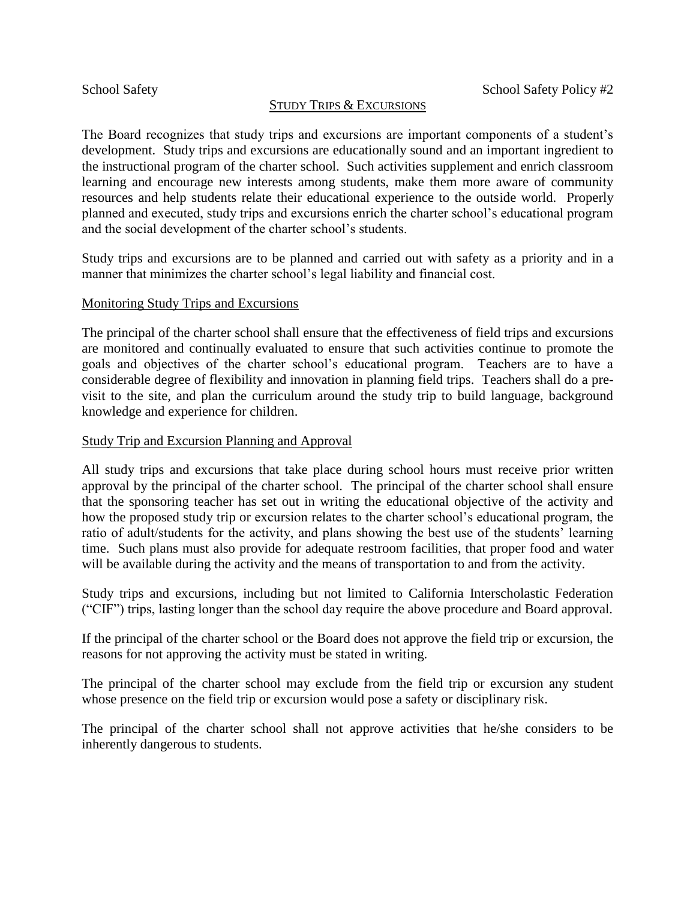# STUDY TRIPS & EXCURSIONS

The Board recognizes that study trips and excursions are important components of a student's development. Study trips and excursions are educationally sound and an important ingredient to the instructional program of the charter school. Such activities supplement and enrich classroom learning and encourage new interests among students, make them more aware of community resources and help students relate their educational experience to the outside world. Properly planned and executed, study trips and excursions enrich the charter school's educational program and the social development of the charter school's students.

Study trips and excursions are to be planned and carried out with safety as a priority and in a manner that minimizes the charter school's legal liability and financial cost.

## Monitoring Study Trips and Excursions

The principal of the charter school shall ensure that the effectiveness of field trips and excursions are monitored and continually evaluated to ensure that such activities continue to promote the goals and objectives of the charter school's educational program. Teachers are to have a considerable degree of flexibility and innovation in planning field trips. Teachers shall do a pre-visit to the site, and plan the curriculum around the study trip to build language, background knowledge and experience for children.

## Study Trip and Excursion Planning and Approval

All study trips and excursions that take place during school hours must receive prior written approval by the principal of the charter school. The principal of the charter school shall ensure that the sponsoring teacher has set out in writing the educational objective of the activity and how the proposed study trip or excursion relates to the charter school's educational program, the ratio of adult/students for the activity, and plans showing the best use of the students' learning time. Such plans must also provide for adequate restroom facilities, that proper food and water will be available during the activity and the means of transportation to and from the activity.

Study trips and excursions, including but not limited to California Interscholastic Federation ("CIF") trips, lasting longer than the school day require the above procedure and Board approval.

If the principal of the charter school or the Board does not approve the field trip or excursion, the reasons for not approving the activity must be stated in writing.

The principal of the charter school may exclude from the field trip or excursion any student whose presence on the field trip or excursion would pose a safety or disciplinary risk.

The principal of the charter school shall not approve activities that he/she considers to be inherently dangerous to students.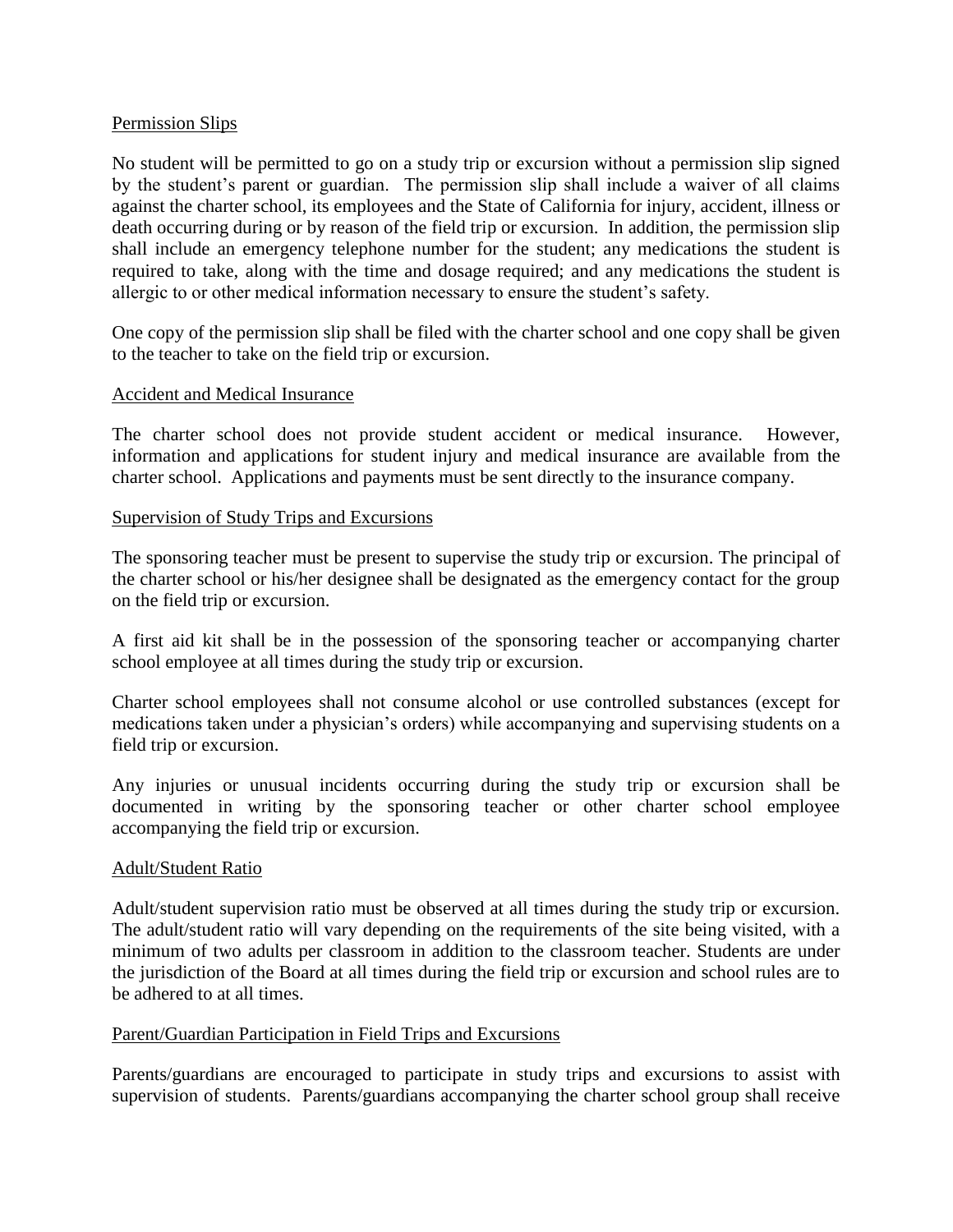Permission Slips

No student will be permitted to go on a study trip or excursion without a permission slip signed by the student's parent or guardian. The permission slip shall include a waiver of all claims against the charter school, its employees and the State of California for injury, accident, illness or death occurring during or by reason of the field trip or excursion. In addition, the permission slip shall include an emergency telephone number for the student; any medications the student is required to take, along with the time and dosage required; and any medications the student is allergic to or other medical information necessary to ensure the student's safety.

One copy of the permission slip shall be filed with the charter school and one copy shall be given to the teacher to take on the field trip or excursion.

Accident and Medical Insurance

The charter school does not provide student accident or medical insurance. However, information and applications for student injury and medical insurance are available from the charter school. Applications and payments must be sent directly to the insurance company.

Supervision of Study Trips and Excursions

The sponsoring teacher must be present to supervise the study trip or excursion. The principal of the charter school or his/her designee shall be designated as the emergency contact for the group on the field trip or excursion.

A first aid kit shall be in the possession of the sponsoring teacher or accompanying charter school employee at all times during the study trip or excursion.

Charter school employees shall not consume alcohol or use controlled substances (except for medications taken under a physician's orders) while accompanying and supervising students on a field trip or excursion.

Any injuries or unusual incidents occurring during the study trip or excursion shall be documented in writing by the sponsoring teacher or other charter school employee accompanying the field trip or excursion.

Adult/Student Ratio

Adult/student supervision ratio must be observed at all times during the study trip or excursion. The adult/student ratio will vary depending on the requirements of the site being visited, with a minimum of two adults per classroom in addition to the classroom teacher. Students are under the jurisdiction of the Board at all times during the field trip or excursion and school rules are to be adhered to at all times.

Parent/Guardian Participation in Field Trips and Excursions

Parents/guardians are encouraged to participate in study trips and excursions to assist with supervision of students. Parents/guardians accompanying the charter school group shall receive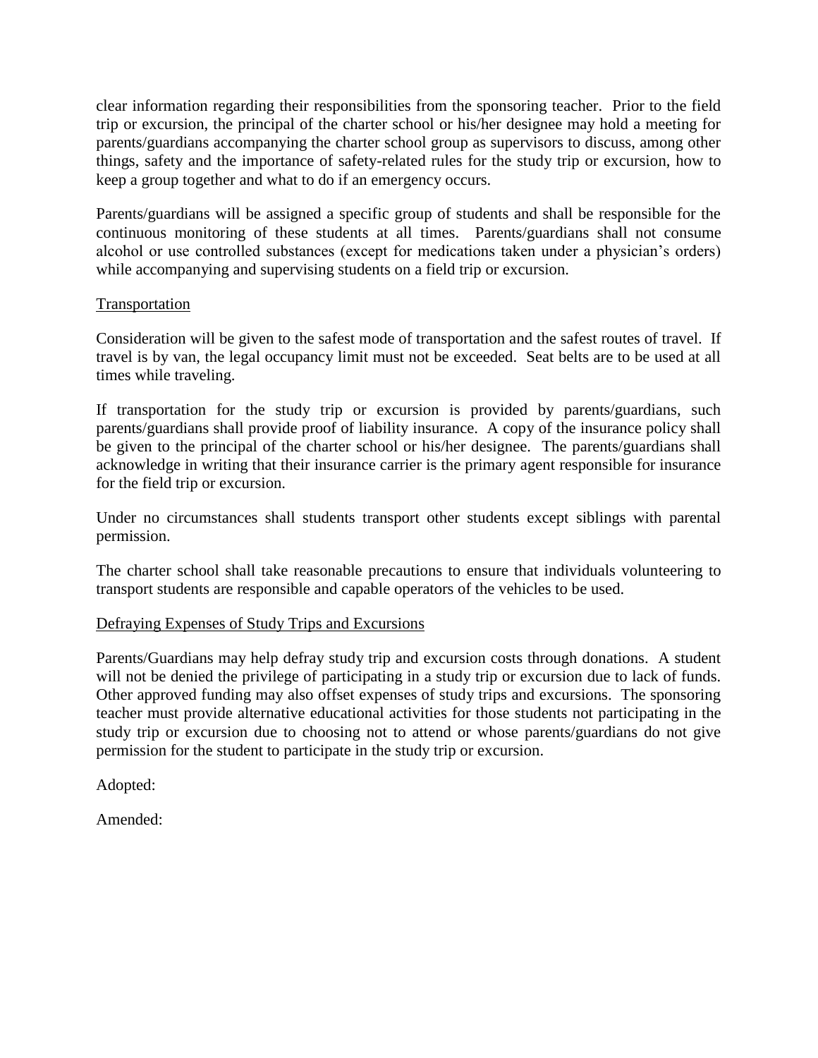clear information regarding their responsibilities from the sponsoring teacher. Prior to the field trip or excursion, the principal of the charter school or his/her designee may hold a meeting for parents/guardians accompanying the charter school group as supervisors to discuss, among other things, safety and the importance of safety-related rules for the study trip or excursion, how to keep a group together and what to do if an emergency occurs.

Parents/guardians will be assigned a specific group of students and shall be responsible for the continuous monitoring of these students at all times. Parents/guardians shall not consume alcohol or use controlled substances (except for medications taken under a physician's orders) while accompanying and supervising students on a field trip or excursion.

<u>Transportation</u>

Consideration will be given to the safest mode of transportation and the safest routes of travel. If travel is by van, the legal occupancy limit must not be exceeded. Seat belts are to be used at all times while traveling.

If transportation for the study trip or excursion is provided by parents/guardians, such parents/guardians shall provide proof of liability insurance. A copy of the insurance policy shall be given to the principal of the charter school or his/her designee. The parents/guardians shall acknowledge in writing that their insurance carrier is the primary agent responsible for insurance for the field trip or excursion.

Under no circumstances shall students transport other students except siblings with parental permission.

The charter school shall take reasonable precautions to ensure that individuals volunteering to transport students are responsible and capable operators of the vehicles to be used.

<u>Defraying Expenses of Study Trips and Excursions</u>

Parents/Guardians may help defray study trip and excursion costs through donations. A student will not be denied the privilege of participating in a study trip or excursion due to lack of funds. Other approved funding may also offset expenses of study trips and excursions. The sponsoring teacher must provide alternative educational activities for those students not participating in the study trip or excursion due to choosing not to attend or whose parents/guardians do not give permission for the student to participate in the study trip or excursion.

Adopted:

Amended: